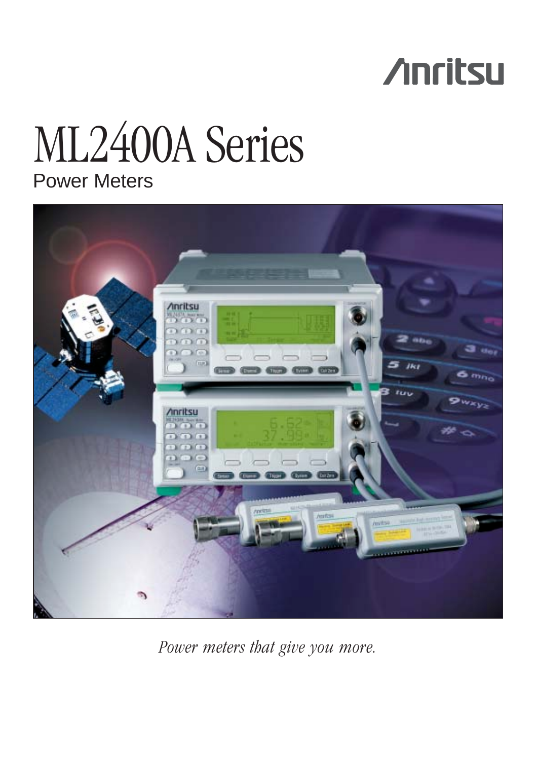Anritsu

# ML2400A Series

## Power Meters

*Power meters that give you more.*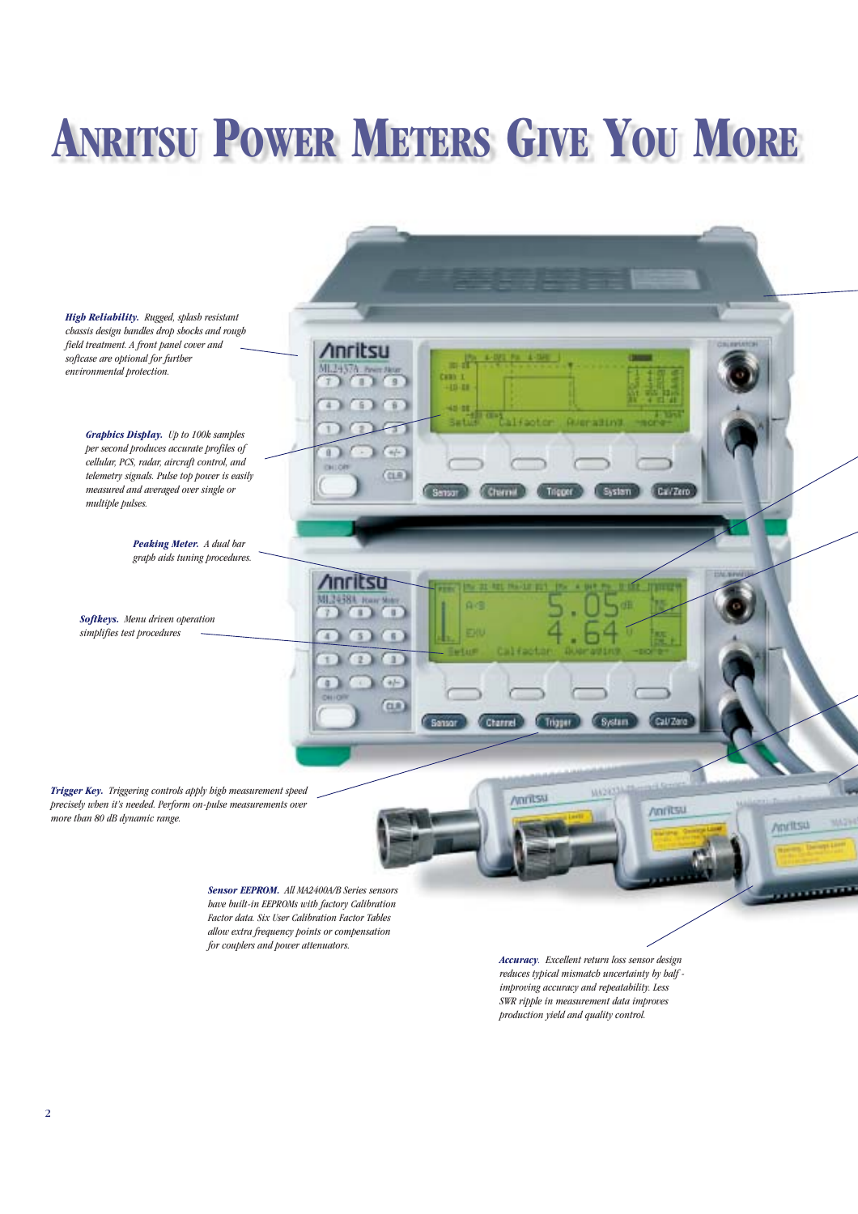# Anritsu Power Meters Give You More

***High Reliability.*** *Rugged, splash resistant chassis design handles drop shocks and rough field treatment. A front panel cover and softcase are optional for further environmental protection.*

***Graphics Display.*** *Up to 100k samples per second produces accurate profiles of cellular, PCS, radar, aircraft control, and telemetry signals. Pulse top power is easily measured and averaged over single or multiple pulses.*

***Peaking Meter.*** *A dual bar graph aids tuning procedures.*

***Softkeys.*** *Menu driven operation simplifies test procedures*

***Trigger Key.*** *Triggering controls apply high measurement speed precisely when it's needed. Perform on-pulse measurements over more than 80 dB dynamic range.*

***Sensor EEPROM.*** *All MA2400A/B Series sensors have built-in EEPROMs with factory Calibration Factor data. Six User Calibration Factor Tables allow extra frequency points or compensation for couplers and power attenuators.*

***Accuracy.*** *Excellent return loss sensor design reduces typical mismatch uncertainty by half - improving accuracy and repeatability. Less SWR ripple in measurement data improves production yield and quality control.*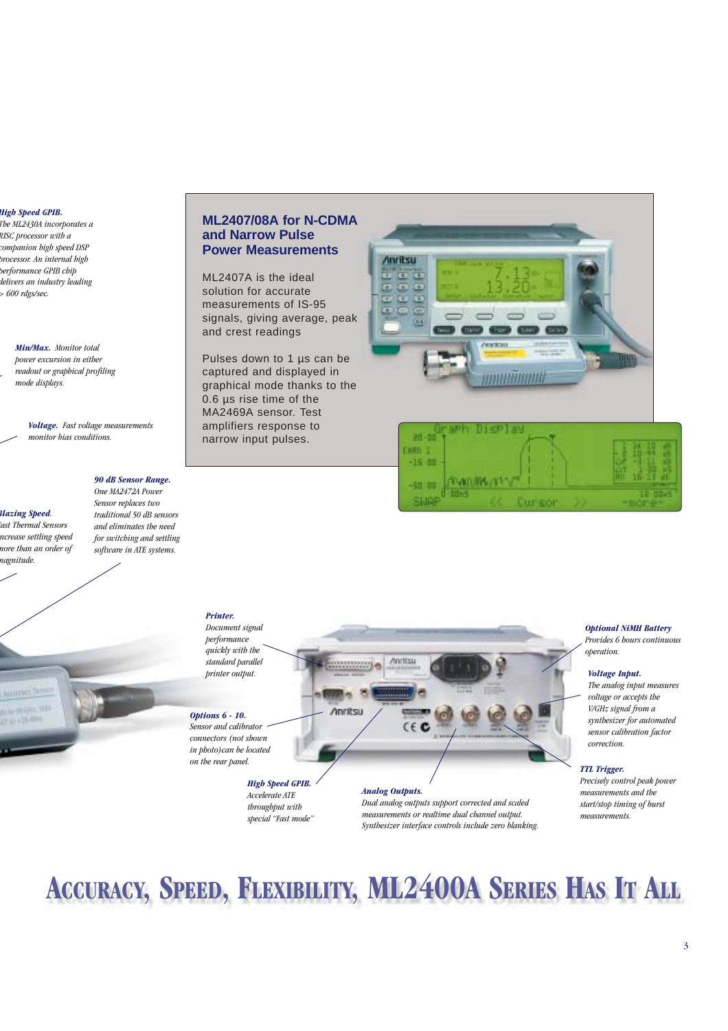*High Speed GPIB.* The ML2430A incorporates a RISC processor with a companion high speed DSP processor. An internal high performance GPIB chip delivers an industry leading > 600 rdgs/sec.

*Min/Max.* Monitor total power excursion in either readout or graphical profiling mode displays.

*Voltage.* Fast voltage measurements monitor bias conditions.

*90 dB Sensor Range.* One MA2472A Power Sensor replaces two traditional 50 dB sensors and eliminates the need for switching and settling software in ATE systems.

*Blazing Speed.* Fast Thermal Sensors increase settling speed more than an order of magnitude.

## ML2407/08A for N-CDMA and Narrow Pulse Power Measurements

ML2407A is the ideal solution for accurate measurements of IS-95 signals, giving average, peak and crest readings

Pulses down to 1 µs can be captured and displayed in graphical mode thanks to the 0.6 µs rise time of the MA2469A sensor. Test amplifiers response to narrow input pulses.

*Printer.* Document signal performance quickly with the standard parallel printer output.

*Options 6 - 10.* Sensor and calibrator connectors (not shown in photo)can be located on the rear panel.

*High Speed GPIB.* Accelerate ATE throughput with special "Fast mode"

*Analog Outputs.* Dual analog outputs support corrected and scaled measurements or realtime dual channel output. Synthesizer interface controls include zero blanking.

*Optional NiMH Battery* Provides 6 hours continuous operation.

*Voltage Input.* The analog input measures voltage or accepts the V/GHz signal from a synthesizer for automated sensor calibration factor correction.

*TTL Trigger.* Precisely control peak power measurements and the start/stop timing of burst measurements.

# Accuracy, Speed, Flexibility, ML2400A Series Has It All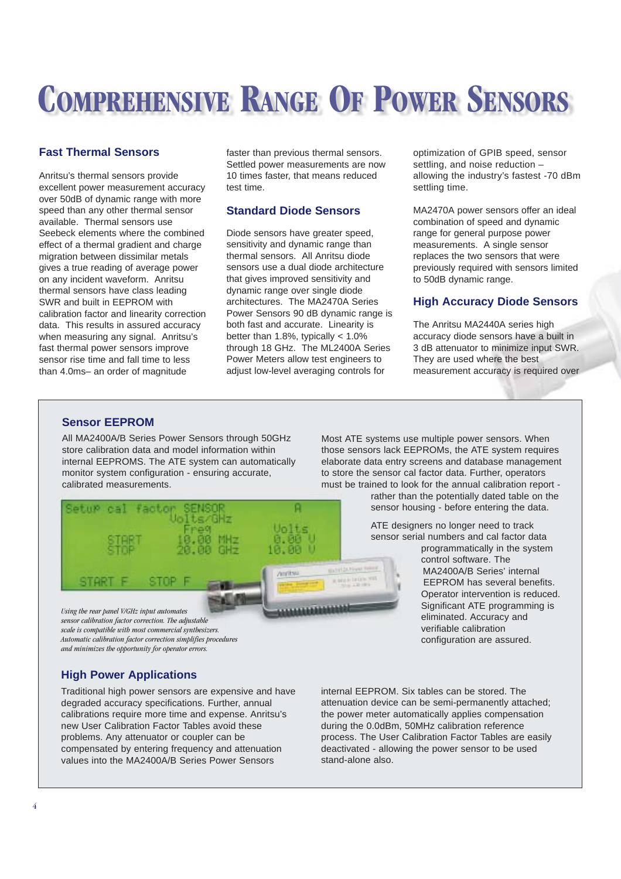# Comprehensive Range Of Power Sensors

## Fast Thermal Sensors

Anritsu's thermal sensors provide excellent power measurement accuracy over 50dB of dynamic range with more speed than any other thermal sensor available. Thermal sensors use Seebeck elements where the combined effect of a thermal gradient and charge migration between dissimilar metals gives a true reading of average power on any incident waveform. Anritsu thermal sensors have class leading SWR and built in EEPROM with calibration factor and linearity correction data. This results in assured accuracy when measuring any signal. Anritsu's fast thermal power sensors improve sensor rise time and fall time to less than 4.0ms– an order of magnitude faster than previous thermal sensors. Settled power measurements are now 10 times faster, that means reduced test time.

## Standard Diode Sensors

Diode sensors have greater speed, sensitivity and dynamic range than thermal sensors. All Anritsu diode sensors use a dual diode architecture that gives improved sensitivity and dynamic range over single diode architectures. The MA2470A Series Power Sensors 90 dB dynamic range is both fast and accurate. Linearity is better than 1.8%, typically < 1.0% through 18 GHz. The ML2400A Series Power Meters allow test engineers to adjust low-level averaging controls for optimization of GPIB speed, sensor settling, and noise reduction – allowing the industry's fastest -70 dBm settling time.

MA2470A power sensors offer an ideal combination of speed and dynamic range for general purpose power measurements. A single sensor replaces the two sensors that were previously required with sensors limited to 50dB dynamic range.

## High Accuracy Diode Sensors

The Anritsu MA2440A series high accuracy diode sensors have a built in 3 dB attenuator to minimize input SWR. They are used where the best measurement accuracy is required over

## Sensor EEPROM

All MA2400A/B Series Power Sensors through 50GHz store calibration data and model information within internal EEPROMS. The ATE system can automatically monitor system configuration - ensuring accurate, calibrated measurements.

Most ATE systems use multiple power sensors. When those sensors lack EEPROMs, the ATE system requires elaborate data entry screens and database management to store the sensor cal factor data. Further, operators must be trained to look for the annual calibration report - rather than the potentially dated table on the sensor housing - before entering the data.

ATE designers no longer need to track sensor serial numbers and cal factor data programmatically in the system control software. The MA2400A/B Series' internal EEPROM has several benefits. Operator intervention is reduced. Significant ATE programming is eliminated. Accuracy and verifiable calibration configuration are assured.

*Using the rear panel V/GHz input automates sensor calibration factor correction. The adjustable scale is compatible with most commercial synthesizers. Automatic calibration factor correction simplifies procedures and minimizes the opportunity for operator errors.*

## High Power Applications

Traditional high power sensors are expensive and have degraded accuracy specifications. Further, annual calibrations require more time and expense. Anritsu's new User Calibration Factor Tables avoid these problems. Any attenuator or coupler can be compensated by entering frequency and attenuation values into the MA2400A/B Series Power Sensors internal EEPROM. Six tables can be stored. The attenuation device can be semi-permanently attached; the power meter automatically applies compensation during the 0.0dBm, 50MHz calibration reference process. The User Calibration Factor Tables are easily deactivated - allowing the power sensor to be used stand-alone also.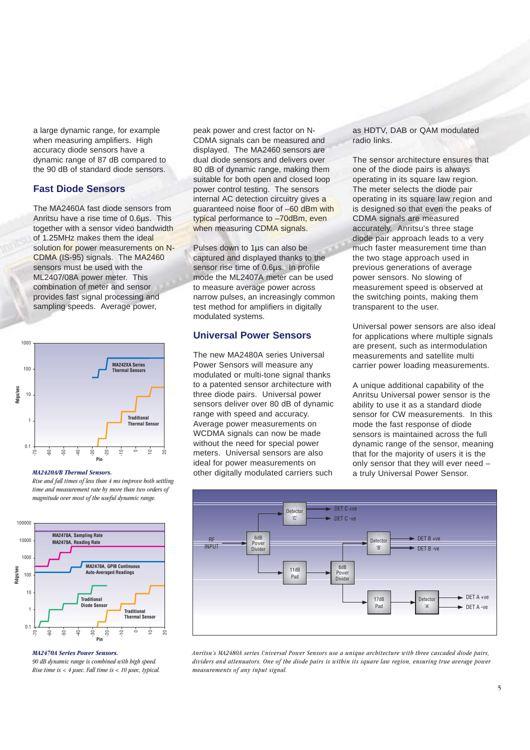a large dynamic range, for example when measuring amplifiers. High accuracy diode sensors have a dynamic range of 87 dB compared to the 90 dB of standard diode sensors.

## Fast Diode Sensors

The MA2460A fast diode sensors from Anritsu have a rise time of 0.6µs. This together with a sensor video bandwidth of 1.25MHz makes them the ideal solution for power measurements on N-CDMA (IS-95) signals. The MA2460 sensors must be used with the ML2407/08A power meter. This combination of meter and sensor provides fast signal processing and sampling speeds. Average power, peak power and crest factor on N-CDMA signals can be measured and displayed. The MA2460 sensors are dual diode sensors and delivers over 80 dB of dynamic range, making them suitable for both open and closed loop power control testing. The sensors internal AC detection circuitry gives a guaranteed noise floor of –60 dBm with typical performance to –70dBm, even when measuring CDMA signals.

Pulses down to 1µs can also be captured and displayed thanks to the sensor rise time of 0.6µs. In profile mode the ML2407A meter can be used to measure average power across narrow pulses, an increasingly common test method for amplifiers in digitally modulated systems.

## Universal Power Sensors

The new MA2480A series Universal Power Sensors will measure any modulated or multi-tone signal thanks to a patented sensor architecture with three diode pairs. Universal power sensors deliver over 80 dB of dynamic range with speed and accuracy. Average power measurements on WCDMA signals can now be made without the need for special power meters. Universal sensors are also ideal for power measurements on other digitally modulated carriers such as HDTV, DAB or QAM modulated radio links.

The sensor architecture ensures that one of the diode pairs is always operating in its square law region. The meter selects the diode pair operating in its square law region and is designed so that even the peaks of CDMA signals are measured accurately. Anritsu's three stage diode pair approach leads to a very much faster measurement time than the two stage approach used in previous generations of average power sensors. No slowing of measurement speed is observed at the switching points, making them transparent to the user.

Universal power sensors are also ideal for applications where multiple signals are present, such as intermodulation measurements and satellite multi carrier power loading measurements.

A unique additional capability of the Anritsu Universal power sensor is the ability to use it as a standard diode sensor for CW measurements. In this mode the fast response of diode sensors is maintained across the full dynamic range of the sensor, meaning that for the majority of users it is the only sensor that they will ever need – a truly Universal Power Sensor.

***MA2420A/B Thermal Sensors.***
*Rise and fall times of less than 4 ms improve both settling time and measurement rate by more than two orders of magnitude over most of the useful dynamic range.*

***MA2470A Series Power Sensors.***
*90 dB dynamic range is combined with high speed. Rise time is < 4 µsec. Fall time is < 10 µsec, typical.*

*Anritsu's MA2480A series Universal Power Sensors use a unique architecture with three cascaded diode pairs, dividers and attenuators. One of the diode pairs is within its square law region, ensuring true average power measurements of any input signal.*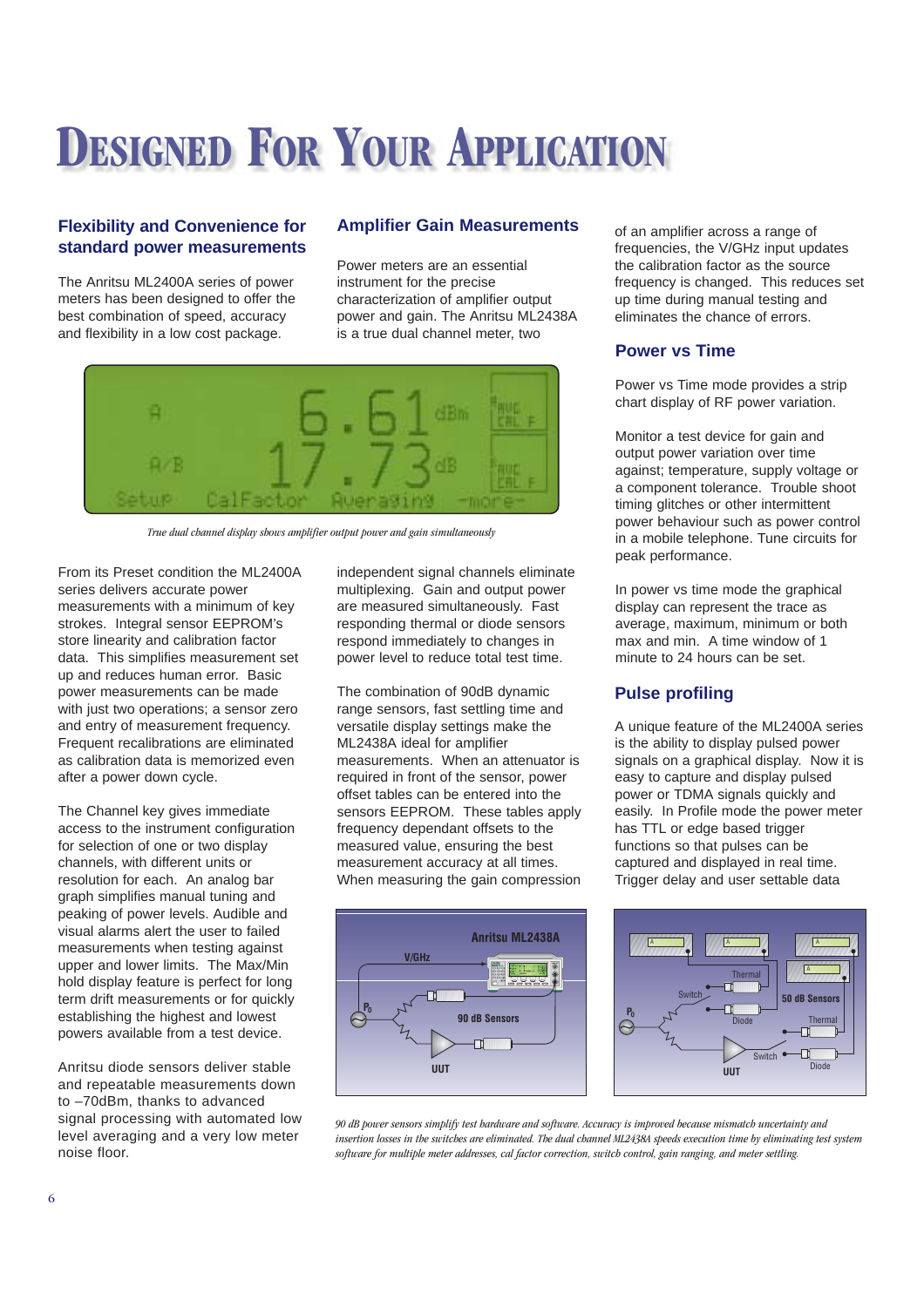# Designed For Your Application

## Flexibility and Convenience for standard power measurements

The Anritsu ML2400A series of power meters has been designed to offer the best combination of speed, accuracy and flexibility in a low cost package.

From its Preset condition the ML2400A series delivers accurate power measurements with a minimum of key strokes. Integral sensor EEPROM's store linearity and calibration factor data. This simplifies measurement set up and reduces human error. Basic power measurements can be made with just two operations; a sensor zero and entry of measurement frequency. Frequent recalibrations are eliminated as calibration data is memorized even after a power down cycle.

The Channel key gives immediate access to the instrument configuration for selection of one or two display channels, with different units or resolution for each. An analog bar graph simplifies manual tuning and peaking of power levels. Audible and visual alarms alert the user to failed measurements when testing against upper and lower limits. The Max/Min hold display feature is perfect for long term drift measurements or for quickly establishing the highest and lowest powers available from a test device.

Anritsu diode sensors deliver stable and repeatable measurements down to –70dBm, thanks to advanced signal processing with automated low level averaging and a very low meter noise floor.

## Amplifier Gain Measurements

Power meters are an essential instrument for the precise characterization of amplifier output power and gain. The Anritsu ML2438A is a true dual channel meter, two independent signal channels eliminate multiplexing. Gain and output power are measured simultaneously. Fast responding thermal or diode sensors respond immediately to changes in power level to reduce total test time.

*True dual channel display shows amplifier output power and gain simultaneously*

The combination of 90dB dynamic range sensors, fast settling time and versatile display settings make the ML2438A ideal for amplifier measurements. When an attenuator is required in front of the sensor, power offset tables can be entered into the sensors EEPROM. These tables apply frequency dependant offsets to the measured value, ensuring the best measurement accuracy at all times. When measuring the gain compression of an amplifier across a range of frequencies, the V/GHz input updates the calibration factor as the source frequency is changed. This reduces set up time during manual testing and eliminates the chance of errors.

## Power vs Time

Power vs Time mode provides a strip chart display of RF power variation.

Monitor a test device for gain and output power variation over time against; temperature, supply voltage or a component tolerance. Trouble shoot timing glitches or other intermittent power behaviour such as power control in a mobile telephone. Tune circuits for peak performance.

In power vs time mode the graphical display can represent the trace as average, maximum, minimum or both max and min. A time window of 1 minute to 24 hours can be set.

## Pulse profiling

A unique feature of the ML2400A series is the ability to display pulsed power signals on a graphical display. Now it is easy to capture and display pulsed power or TDMA signals quickly and easily. In Profile mode the power meter has TTL or edge based trigger functions so that pulses can be captured and displayed in real time. Trigger delay and user settable data

*90 dB power sensors simplify test hardware and software. Accuracy is improved because mismatch uncertainty and insertion losses in the switches are eliminated. The dual channel ML2438A speeds execution time by eliminating test system software for multiple meter addresses, cal factor correction, switch control, gain ranging, and meter settling.*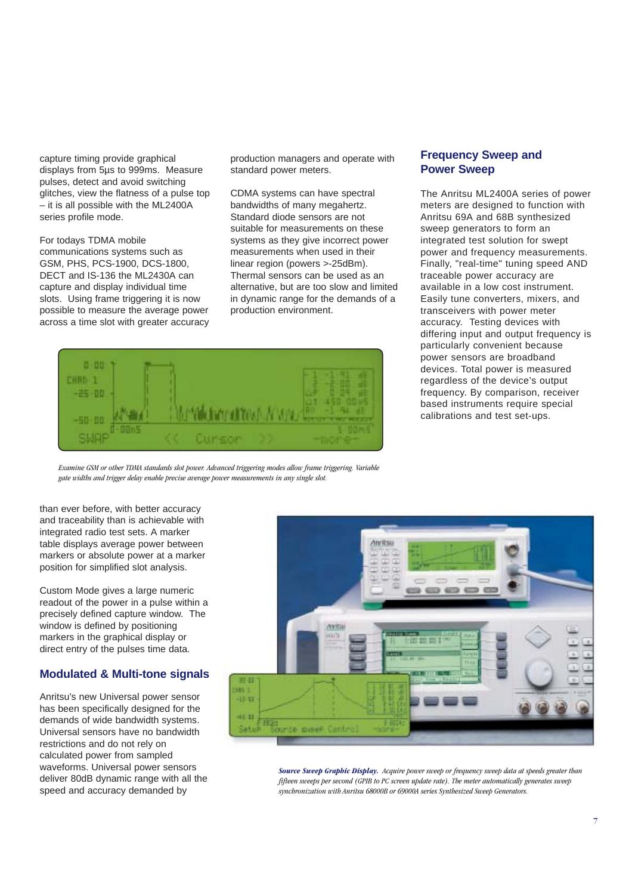capture timing provide graphical displays from 5µs to 999ms. Measure pulses, detect and avoid switching glitches, view the flatness of a pulse top – it is all possible with the ML2400A series profile mode.

For todays TDMA mobile communications systems such as GSM, PHS, PCS-1900, DCS-1800, DECT and IS-136 the ML2430A can capture and display individual time slots. Using frame triggering it is now possible to measure the average power across a time slot with greater accuracy than ever before, with better accuracy and traceability than is achievable with integrated radio test sets. A marker table displays average power between markers or absolute power at a marker position for simplified slot analysis.

Custom Mode gives a large numeric readout of the power in a pulse within a precisely defined capture window. The window is defined by positioning markers in the graphical display or direct entry of the pulses time data.

## Modulated & Multi-tone signals

Anritsu's new Universal power sensor has been specifically designed for the demands of wide bandwidth systems. Universal sensors have no bandwidth restrictions and do not rely on calculated power from sampled waveforms. Universal power sensors deliver 80dB dynamic range with all the speed and accuracy demanded by production managers and operate with standard power meters.

CDMA systems can have spectral bandwidths of many megahertz. Standard diode sensors are not suitable for measurements on these systems as they give incorrect power measurements when used in their linear region (powers >-25dBm). Thermal sensors can be used as an alternative, but are too slow and limited in dynamic range for the demands of a production environment.

## Frequency Sweep and Power Sweep

The Anritsu ML2400A series of power meters are designed to function with Anritsu 69A and 68B synthesized sweep generators to form an integrated test solution for swept power and frequency measurements. Finally, "real-time" tuning speed AND traceable power accuracy are available in a low cost instrument. Easily tune converters, mixers, and transceivers with power meter accuracy. Testing devices with differing input and output frequency is particularly convenient because power sensors are broadband devices. Total power is measured regardless of the device's output frequency. By comparison, receiver based instruments require special calibrations and test set-ups.

*Examine GSM or other TDMA standards slot power. Advanced triggering modes allow frame triggering. Variable gate widths and trigger delay enable precise average power measurements in any single slot.*

***Source Sweep Graphic Display.*** *Acquire power sweep or frequency sweep data at speeds greater than fifteen sweeps per second (GPIB to PC screen update rate). The meter automatically generates sweep synchronization with Anritsu 68000B or 69000A series Synthesized Sweep Generators.*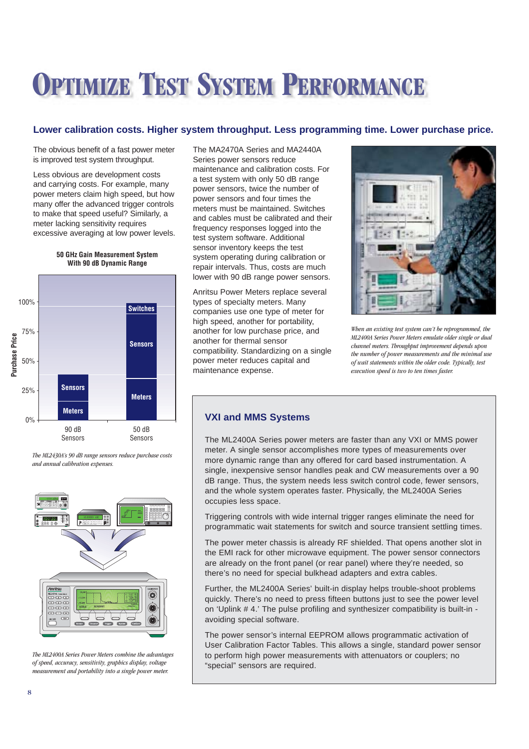# Optimize Test System Performance

**Lower calibration costs. Higher system throughput. Less programming time. Lower purchase price.**

The obvious benefit of a fast power meter is improved test system throughput.

Less obvious are development costs and carrying costs. For example, many power meters claim high speed, but how many offer the advanced trigger controls to make that speed useful? Similarly, a meter lacking sensitivity requires excessive averaging at low power levels.

**50 GHz Gain Measurement System With 90 dB Dynamic Range**

*The ML2430A's 90 dB range sensors reduce purchase costs and annual calibration expenses.*

*The ML2400A Series Power Meters combine the advantages of speed, accuracy, sensitivity, graphics display, voltage measurement and portability into a single power meter.*

The MA2470A Series and MA2440A Series power sensors reduce maintenance and calibration costs. For a test system with only 50 dB range power sensors, twice the number of power sensors and four times the meters must be maintained. Switches and cables must be calibrated and their frequency responses logged into the test system software. Additional sensor inventory keeps the test system operating during calibration or repair intervals. Thus, costs are much lower with 90 dB range power sensors.

Anritsu Power Meters replace several types of specialty meters. Many companies use one type of meter for high speed, another for portability, another for low purchase price, and another for thermal sensor compatibility. Standardizing on a single power meter reduces capital and maintenance expense.

*When an existing test system can't be reprogrammed, the ML2400A Series Power Meters emulate older single or dual channel meters. Throughput improvement depends upon the number of power measurements and the minimal use of wait statements within the older code. Typically, test execution speed is two to ten times faster.*

## VXI and MMS Systems

The ML2400A Series power meters are faster than any VXI or MMS power meter. A single sensor accomplishes more types of measurements over more dynamic range than any offered for card based instrumentation. A single, inexpensive sensor handles peak and CW measurements over a 90 dB range. Thus, the system needs less switch control code, fewer sensors, and the whole system operates faster. Physically, the ML2400A Series occupies less space.

Triggering controls with wide internal trigger ranges eliminate the need for programmatic wait statements for switch and source transient settling times.

The power meter chassis is already RF shielded. That opens another slot in the EMI rack for other microwave equipment. The power sensor connectors are already on the front panel (or rear panel) where they're needed, so there's no need for special bulkhead adapters and extra cables.

Further, the ML2400A Series' built-in display helps trouble-shoot problems quickly. There's no need to press fifteen buttons just to see the power level on 'Uplink # 4.' The pulse profiling and synthesizer compatibility is built-in - avoiding special software.

The power sensor's internal EEPROM allows programmatic activation of User Calibration Factor Tables. This allows a single, standard power sensor to perform high power measurements with attenuators or couplers; no "special" sensors are required.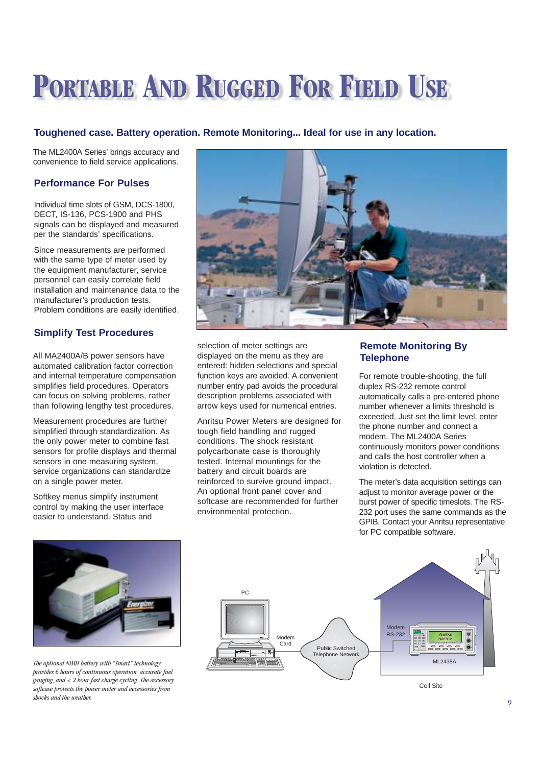# Portable And Rugged For Field Use

## Toughened case. Battery operation. Remote Monitoring... Ideal for use in any location.

The ML2400A Series' brings accuracy and convenience to field service applications.

### Performance For Pulses

Individual time slots of GSM, DCS-1800, DECT, IS-136, PCS-1900 and PHS signals can be displayed and measured per the standards' specifications.

Since measurements are performed with the same type of meter used by the equipment manufacturer, service personnel can easily correlate field installation and maintenance data to the manufacturer's production tests. Problem conditions are easily identified.

### Simplify Test Procedures

All MA2400A/B power sensors have automated calibration factor correction and internal temperature compensation simplifies field procedures. Operators can focus on solving problems, rather than following lengthy test procedures.

Measurement procedures are further simplified through standardization. As the only power meter to combine fast sensors for profile displays and thermal sensors in one measuring system, service organizations can standardize on a single power meter.

Softkey menus simplify instrument control by making the user interface easier to understand. Status and selection of meter settings are displayed on the menu as they are entered: hidden selections and special function keys are avoided. A convenient number entry pad avoids the procedural description problems associated with arrow keys used for numerical entries.

Anritsu Power Meters are designed for tough field handling and rugged conditions. The shock resistant polycarbonate case is thoroughly tested. Internal mountings for the battery and circuit boards are reinforced to survive ground impact. An optional front panel cover and softcase are recommended for further environmental protection.

### Remote Monitoring By Telephone

For remote trouble-shooting, the full duplex RS-232 remote control automatically calls a pre-entered phone number whenever a limits threshold is exceeded. Just set the limit level, enter the phone number and connect a modem. The ML2400A Series continuously monitors power conditions and calls the host controller when a violation is detected.

The meter's data acquisition settings can adjust to monitor average power or the burst power of specific timeslots. The RS-232 port uses the same commands as the GPIB. Contact your Anritsu representative for PC compatible software.

*The optional NiMH battery with "Smart" technology provides 6 hours of continuous operation, accurate fuel gauging, and < 2 hour fast charge cycling. The accessory softcase protects the power meter and accessories from shocks and the weather.*

PC — Modem Card — Public Switched Telephone Network — Modem RS-232 — ML2438A — Cell Site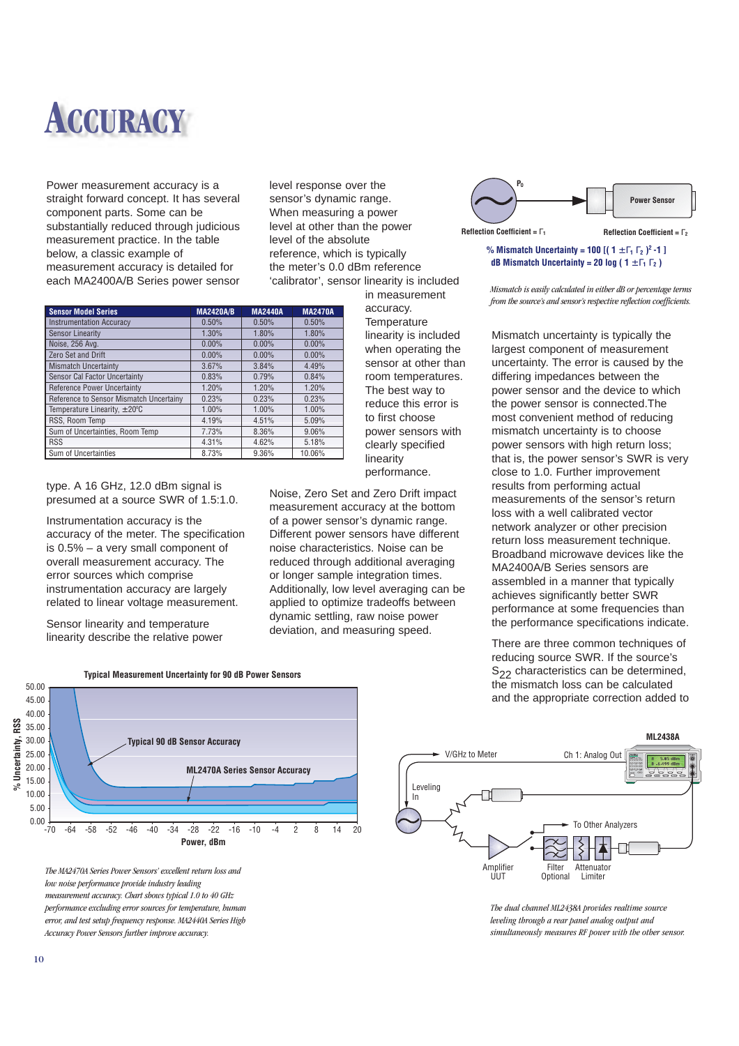# ACCURACY

Power measurement accuracy is a straight forward concept. It has several component parts. Some can be substantially reduced through judicious measurement practice. In the table below, a classic example of measurement accuracy is detailed for each MA2400A/B Series power sensor type. A 16 GHz, 12.0 dBm signal is presumed at a source SWR of 1.5:1.0.

| Sensor Model Series | MA2420A/B | MA2440A | MA2470A |
|---|---|---|---|
| Instrumentation Accuracy | 0.50% | 0.50% | 0.50% |
| Sensor Linearity | 1.30% | 1.80% | 1.80% |
| Noise, 256 Avg. | 0.00% | 0.00% | 0.00% |
| Zero Set and Drift | 0.00% | 0.00% | 0.00% |
| Mismatch Uncertainty | 3.67% | 3.84% | 4.49% |
| Sensor Cal Factor Uncertainty | 0.83% | 0.79% | 0.84% |
| Reference Power Uncertainty | 1.20% | 1.20% | 1.20% |
| Reference to Sensor Mismatch Uncertainty | 0.23% | 0.23% | 0.23% |
| Temperature Linearity, ±20°C | 1.00% | 1.00% | 1.00% |
| RSS, Room Temp | 4.19% | 4.51% | 5.09% |
| Sum of Uncertainties, Room Temp | 7.73% | 8.36% | 9.06% |
| RSS | 4.31% | 4.62% | 5.18% |
| Sum of Uncertainties | 8.73% | 9.36% | 10.06% |

Instrumentation accuracy is the accuracy of the meter. The specification is 0.5% – a very small component of overall measurement accuracy. The error sources which comprise instrumentation accuracy are largely related to linear voltage measurement.

Sensor linearity and temperature linearity describe the relative power level response over the sensor's dynamic range. When measuring a power level at other than the power level of the absolute reference, which is typically the meter's 0.0 dBm reference 'calibrator', sensor linearity is included in measurement accuracy. Temperature linearity is included when operating the sensor at other than room temperatures. The best way to reduce this error is to first choose power sensors with clearly specified linearity performance.

Noise, Zero Set and Zero Drift impact measurement accuracy at the bottom of a power sensor's dynamic range. Different power sensors have different noise characteristics. Noise can be reduced through additional averaging or longer sample integration times. Additionally, low level averaging can be applied to optimize tradeoffs between dynamic settling, raw noise power deviation, and measuring speed.

$P_0$

Reflection Coefficient = $\Gamma_1$ — Power Sensor — Reflection Coefficient = $\Gamma_2$

% Mismatch Uncertainty = $100\,[(1 \pm \Gamma_1\Gamma_2)^2 - 1]$

dB Mismatch Uncertainty = $20\log(1 \pm \Gamma_1\Gamma_2)$

*Mismatch is easily calculated in either dB or percentage terms from the source's and sensor's respective reflection coefficients.*

Mismatch uncertainty is typically the largest component of measurement uncertainty. The error is caused by the differing impedances between the power sensor and the device to which the power sensor is connected. The most convenient method of reducing mismatch uncertainty is to choose power sensors with high return loss; that is, the power sensor's SWR is very close to 1.0. Further improvement results from performing actual measurements of the sensor's return loss with a well calibrated vector network analyzer or other precision return loss measurement technique. Broadband microwave devices like the MA2400A/B Series sensors are assembled in a manner that typically achieves significantly better SWR performance at some frequencies than the performance specifications indicate.

There are three common techniques of reducing source SWR. If the source's $S_{22}$ characteristics can be determined, the mismatch loss can be calculated and the appropriate correction added to

**Typical Measurement Uncertainty for 90 dB Power Sensors**

*The MA2470A Series Power Sensors' excellent return loss and low noise performance provide industry leading measurement accuracy. Chart shows typical 1.0 to 40 GHz performance excluding error sources for temperature, human error, and test setup frequency response. MA2440A Series High Accuracy Power Sensors further improve accuracy.*

*The dual channel ML2438A provides realtime source leveling through a rear panel analog output and simultaneously measures RF power with the other sensor.*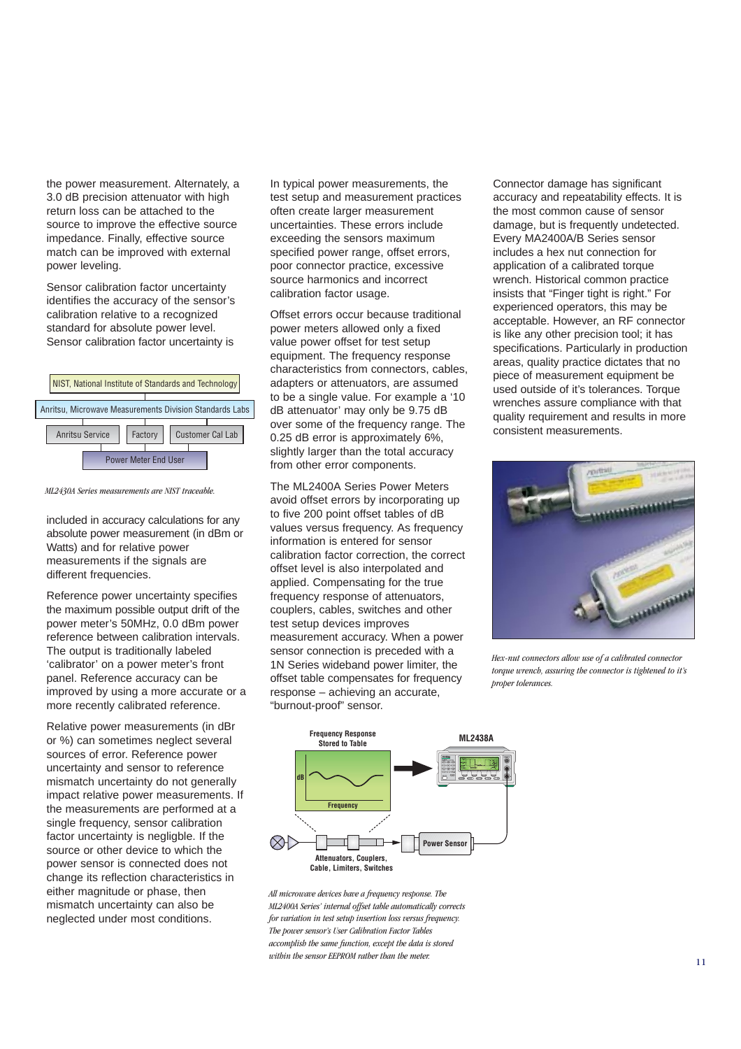the power measurement. Alternately, a 3.0 dB precision attenuator with high return loss can be attached to the source to improve the effective source impedance. Finally, effective source match can be improved with external power leveling.

Sensor calibration factor uncertainty identifies the accuracy of the sensor's calibration relative to a recognized standard for absolute power level. Sensor calibration factor uncertainty is included in accuracy calculations for any absolute power measurement (in dBm or Watts) and for relative power measurements if the signals are different frequencies.

NIST, National Institute of Standards and Technology

Anritsu, Microwave Measurements Division Standards Labs

Anritsu Service | Factory | Customer Cal Lab

Power Meter End User

*ML2430A Series measurements are NIST traceable.*

Reference power uncertainty specifies the maximum possible output drift of the power meter's 50MHz, 0.0 dBm power reference between calibration intervals. The output is traditionally labeled 'calibrator' on a power meter's front panel. Reference accuracy can be improved by using a more accurate or a more recently calibrated reference.

Relative power measurements (in dBr or %) can sometimes neglect several sources of error. Reference power uncertainty and sensor to reference mismatch uncertainty do not generally impact relative power measurements. If the measurements are performed at a single frequency, sensor calibration factor uncertainty is negligble. If the source or other device to which the power sensor is connected does not change its reflection characteristics in either magnitude or phase, then mismatch uncertainty can also be neglected under most conditions.

In typical power measurements, the test setup and measurement practices often create larger measurement uncertainties. These errors include exceeding the sensors maximum specified power range, offset errors, poor connector practice, excessive source harmonics and incorrect calibration factor usage.

Offset errors occur because traditional power meters allowed only a fixed value power offset for test setup equipment. The frequency response characteristics from connectors, cables, adapters or attenuators, are assumed to be a single value. For example a '10 dB attenuator' may only be 9.75 dB over some of the frequency range. The 0.25 dB error is approximately 6%, slightly larger than the total accuracy from other error components.

The ML2400A Series Power Meters avoid offset errors by incorporating up to five 200 point offset tables of dB values versus frequency. As frequency information is entered for sensor calibration factor correction, the correct offset level is also interpolated and applied. Compensating for the true frequency response of attenuators, couplers, cables, switches and other test setup devices improves measurement accuracy. When a power sensor connection is preceded with a 1N Series wideband power limiter, the offset table compensates for frequency response – achieving an accurate, "burnout-proof" sensor.

Frequency Response Stored to Table | ML2438A | dB | Frequency | Power Sensor | Attenuators, Couplers, Cable, Limiters, Switches

*All microwave devices have a frequency response. The ML2400A Series' internal offset table automatically corrects for variation in test setup insertion loss versus frequency. The power sensor's User Calibration Factor Tables accomplish the same function, except the data is stored within the sensor EEPROM rather than the meter.*

Connector damage has significant accuracy and repeatability effects. It is the most common cause of sensor damage, but is frequently undetected. Every MA2400A/B Series sensor includes a hex nut connection for application of a calibrated torque wrench. Historical common practice insists that "Finger tight is right." For experienced operators, this may be acceptable. However, an RF connector is like any other precision tool; it has specifications. Particularly in production areas, quality practice dictates that no piece of measurement equipment be used outside of it's tolerances. Torque wrenches assure compliance with that quality requirement and results in more consistent measurements.

*Hex-nut connectors allow use of a calibrated connector torque wrench, assuring the connector is tightened to it's proper tolerances.*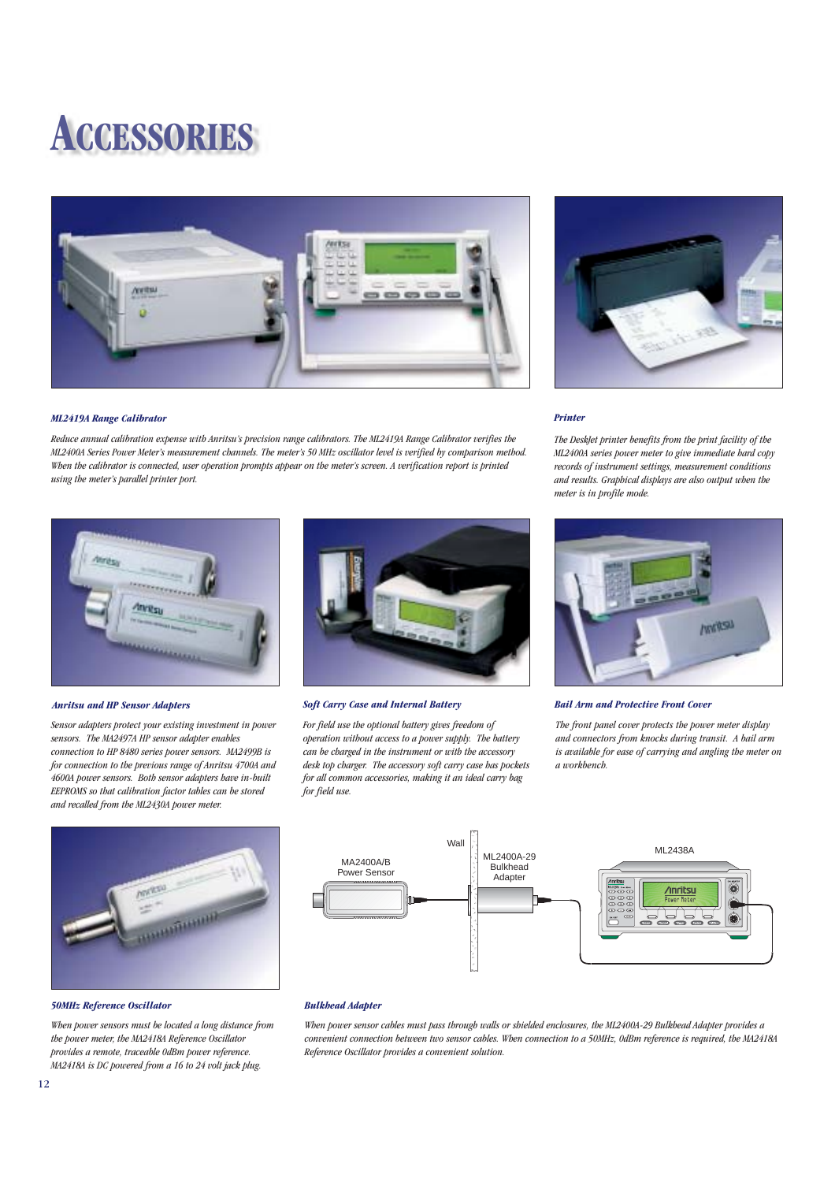# Accessories

### *ML2419A Range Calibrator*

*Reduce annual calibration expense with Anritsu's precision range calibrators. The ML2419A Range Calibrator verifies the ML2400A Series Power Meter's measurement channels. The meter's 50 MHz oscillator level is verified by comparison method. When the calibrator is connected, user operation prompts appear on the meter's screen. A verification report is printed using the meter's parallel printer port.*

### *Printer*

*The DeskJet printer benefits from the print facility of the ML2400A series power meter to give immediate hard copy records of instrument settings, measurement conditions and results. Graphical displays are also output when the meter is in profile mode.*

### *Anritsu and HP Sensor Adapters*

*Sensor adapters protect your existing investment in power sensors. The MA2497A HP sensor adapter enables connection to HP 8480 series power sensors. MA2499B is for connection to the previous range of Anritsu 4700A and 4600A power sensors. Both sensor adapters have in-built EEPROMS so that calibration factor tables can be stored and recalled from the ML2430A power meter.*

### *Soft Carry Case and Internal Battery*

*For field use the optional battery gives freedom of operation without access to a power supply. The battery can be charged in the instrument or with the accessory desk top charger. The accessory soft carry case has pockets for all common accessories, making it an ideal carry bag for field use.*

### *Bail Arm and Protective Front Cover*

*The front panel cover protects the power meter display and connectors from knocks during transit. A bail arm is available for ease of carrying and angling the meter on a workbench.*

### *50MHz Reference Oscillator*

*When power sensors must be located a long distance from the power meter, the MA2418A Reference Oscillator provides a remote, traceable 0dBm power reference. MA2418A is DC powered from a 16 to 24 volt jack plug.*

MA2400A/B Power Sensor — Wall — ML2400A-29 Bulkhead Adapter — ML2438A

### *Bulkhead Adapter*

*When power sensor cables must pass through walls or shielded enclosures, the ML2400A-29 Bulkhead Adapter provides a convenient connection between two sensor cables. When connection to a 50MHz, 0dBm reference is required, the MA2418A Reference Oscillator provides a convenient solution.*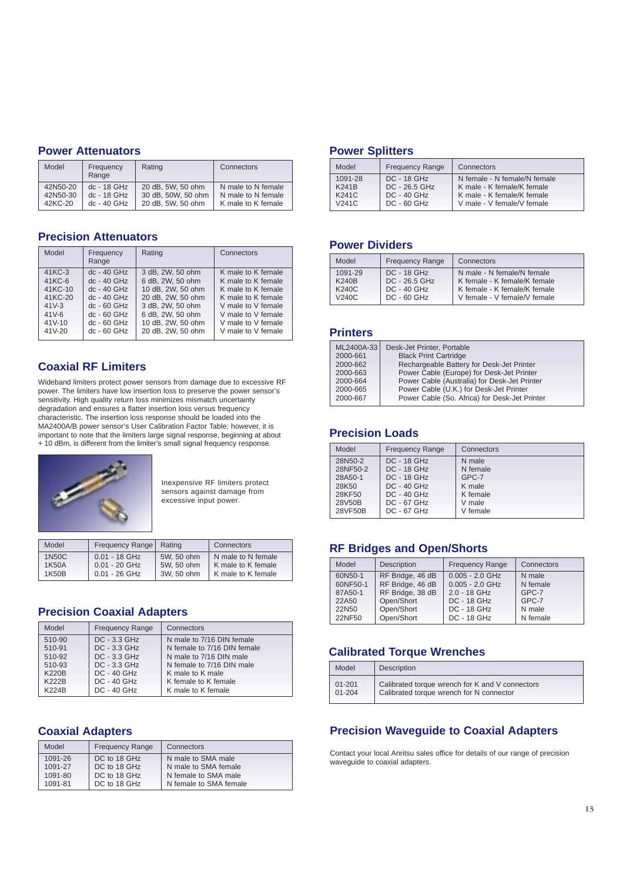## Power Attenuators

| Model | Frequency Range | Rating | Connectors |
|---|---|---|---|
| 42N50-20 | dc - 18 GHz | 20 dB, 5W, 50 ohm | N male to N female |
| 42N50-30 | dc - 18 GHz | 30 dB, 50W, 50 ohm | N male to N female |
| 42KC-20 | dc - 40 GHz | 20 dB, 5W, 50 ohm | K male to K female |

## Precision Attenuators

| Model | Frequency Range | Rating | Connectors |
|---|---|---|---|
| 41KC-3 | dc - 40 GHz | 3 dB, 2W, 50 ohm | K male to K female |
| 41KC-6 | dc - 40 GHz | 6 dB, 2W, 50 ohm | K male to K female |
| 41KC-10 | dc - 40 GHz | 10 dB, 2W, 50 ohm | K male to K female |
| 41KC-20 | dc - 40 GHz | 20 dB, 2W, 50 ohm | K male to K female |
| 41V-3 | dc - 60 GHz | 3 dB, 2W, 50 ohm | V male to V female |
| 41V-6 | dc - 60 GHz | 6 dB, 2W, 50 ohm | V male to V female |
| 41V-10 | dc - 60 GHz | 10 dB, 2W, 50 ohm | V male to V female |
| 41V-20 | dc - 60 GHz | 20 dB, 2W, 50 ohm | V male to V female |

## Coaxial RF Limiters

Wideband limiters protect power sensors from damage due to excessive RF power. The limiters have low insertion loss to preserve the power sensor's sensitivity. High quality return loss minimizes mismatch uncertainty degradation and ensures a flatter insertion loss versus frequency characteristic. The insertion loss response should be loaded into the MA2400A/B power sensor's User Calibration Factor Table; however, it is important to note that the limiters large signal response, beginning at about + 10 dBm, is different from the limiter's small signal frequency response.

Inexpensive RF limiters protect sensors against damage from excessive input power.

| Model | Frequency Range | Rating | Connectors |
|---|---|---|---|
| 1N50C | 0.01 - 18 GHz | 5W, 50 ohm | N male to N female |
| 1K50A | 0.01 - 20 GHz | 5W, 50 ohm | K male to K female |
| 1K50B | 0.01 - 26 GHz | 3W, 50 ohm | K male to K female |

## Precision Coaxial Adapters

| Model | Frequency Range | Connectors |
|---|---|---|
| 510-90 | DC - 3.3 GHz | N male to 7/16 DIN female |
| 510-91 | DC - 3.3 GHz | N female to 7/16 DIN female |
| 510-92 | DC - 3.3 GHz | N male to 7/16 DIN male |
| 510-93 | DC - 3.3 GHz | N female to 7/16 DIN male |
| K220B | DC - 40 GHz | K male to K male |
| K222B | DC - 40 GHz | K female to K female |
| K224B | DC - 40 GHz | K male to K female |

## Coaxial Adapters

| Model | Frequency Range | Connectors |
|---|---|---|
| 1091-26 | DC to 18 GHz | N male to SMA male |
| 1091-27 | DC to 18 GHz | N male to SMA female |
| 1091-80 | DC to 18 GHz | N female to SMA male |
| 1091-81 | DC to 18 GHz | N female to SMA female |

## Power Splitters

| Model | Frequency Range | Connectors |
|---|---|---|
| 1091-28 | DC - 18 GHz | N female - N female/N female |
| K241B | DC - 26.5 GHz | K male - K female/K female |
| K241C | DC - 40 GHz | K male - K female/K female |
| V241C | DC - 60 GHz | V male - V female/V female |

## Power Dividers

| Model | Frequency Range | Connectors |
|---|---|---|
| 1091-29 | DC - 18 GHz | N male - N female/N female |
| K240B | DC - 26.5 GHz | K female - K female/K female |
| K240C | DC - 40 GHz | K female - K female/K female |
| V240C | DC - 60 GHz | V female - V female/V female |

## Printers

| | |
|---|---|
| ML2400A-33 | Desk-Jet Printer, Portable |
| 2000-661 | Black Print Cartridge |
| 2000-662 | Rechargeable Battery for Desk-Jet Printer |
| 2000-663 | Power Cable (Europe) for Desk-Jet Printer |
| 2000-664 | Power Cable (Australia) for Desk-Jet Printer |
| 2000-665 | Power Cable (U.K.) for Desk-Jet Printer |
| 2000-667 | Power Cable (So. Africa) for Desk-Jet Printer |

## Precision Loads

| Model | Frequency Range | Connectors |
|---|---|---|
| 28N50-2 | DC - 18 GHz | N male |
| 28NF50-2 | DC - 18 GHz | N female |
| 28A50-1 | DC - 18 GHz | GPC-7 |
| 28K50 | DC - 40 GHz | K male |
| 28KF50 | DC - 40 GHz | K female |
| 28V50B | DC - 67 GHz | V male |
| 28VF50B | DC - 67 GHz | V female |

## RF Bridges and Open/Shorts

| Model | Description | Frequency Range | Connectors |
|---|---|---|---|
| 60N50-1 | RF Bridge, 46 dB | 0.005 - 2.0 GHz | N male |
| 60NF50-1 | RF Bridge, 46 dB | 0.005 - 2.0 GHz | N female |
| 87A50-1 | RF Bridge, 38 dB | 2.0 - 18 GHz | GPC-7 |
| 22A50 | Open/Short | DC - 18 GHz | GPC-7 |
| 22N50 | Open/Short | DC - 18 GHz | N male |
| 22NF50 | Open/Short | DC - 18 GHz | N female |

## Calibrated Torque Wrenches

| Model | Description |
|---|---|
| 01-201 | Calibrated torque wrench for K and V connectors |
| 01-204 | Calibrated torque wrench for N connector |

## Precision Waveguide to Coaxial Adapters

Contact your local Anritsu sales office for details of our range of precision waveguide to coaxial adapters.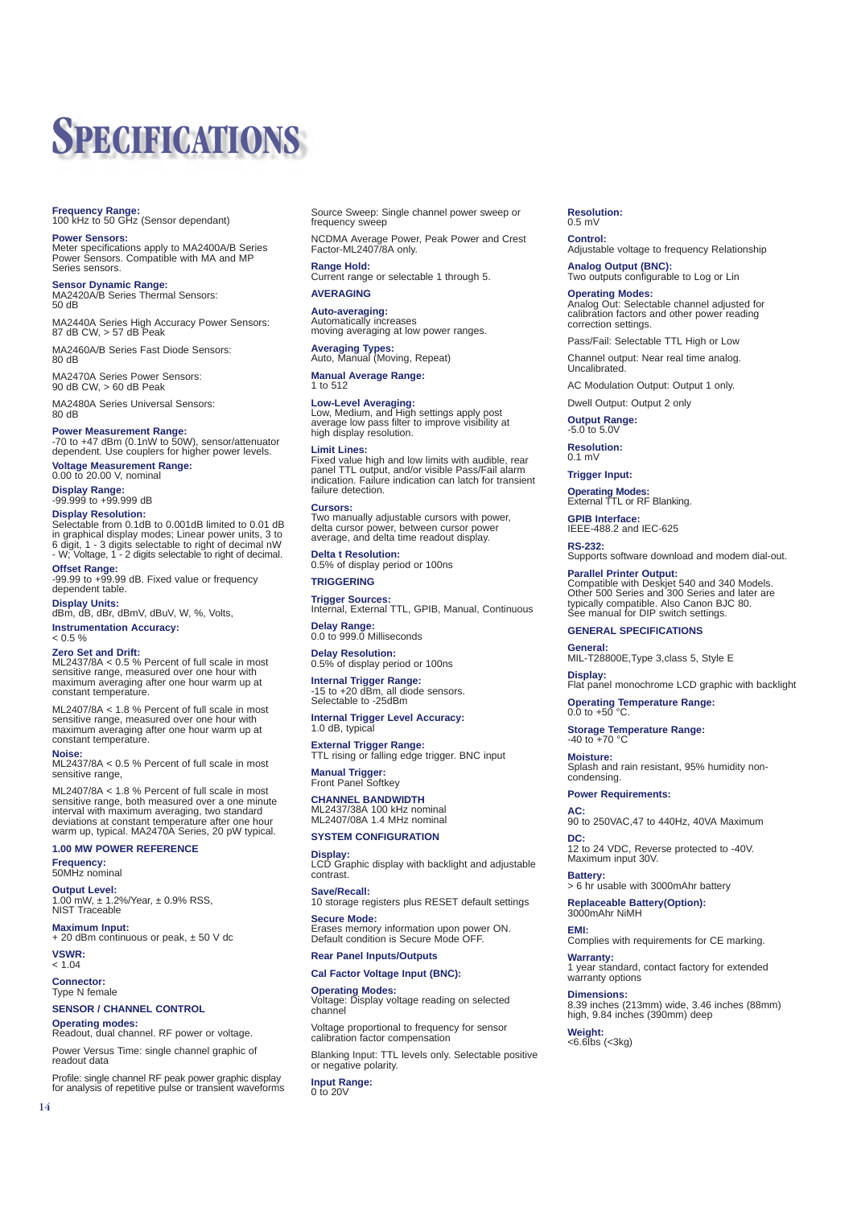# SPECIFICATIONS

**Frequency Range:**
100 kHz to 50 GHz (Sensor dependant)

**Power Sensors:**
Meter specifications apply to MA2400A/B Series Power Sensors. Compatible with MA and MP Series sensors.

**Sensor Dynamic Range:**
MA2420A/B Series Thermal Sensors:
50 dB

MA2440A Series High Accuracy Power Sensors:
87 dB CW, > 57 dB Peak

MA2460A/B Series Fast Diode Sensors:
80 dB

MA2470A Series Power Sensors:
90 dB CW, > 60 dB Peak

MA2480A Series Universal Sensors:
80 dB

**Power Measurement Range:**
-70 to +47 dBm (0.1nW to 50W), sensor/attenuator dependent. Use couplers for higher power levels.

**Voltage Measurement Range:**
0.00 to 20.00 V, nominal

**Display Range:**
-99.999 to +99.999 dB

**Display Resolution:**
Selectable from 0.1dB to 0.001dB limited to 0.01 dB in graphical display modes; Linear power units, 3 to 6 digit, 1 - 3 digits selectable to right of decimal nW - W; Voltage, 1 - 2 digits selectable to right of decimal.

**Offset Range:**
-99.99 to +99.99 dB. Fixed value or frequency dependent table.

**Display Units:**
dBm, dB, dBr, dBmV, dBuV, W, %, Volts,

**Instrumentation Accuracy:**
< 0.5 %

**Zero Set and Drift:**
ML2437/8A < 0.5 % Percent of full scale in most sensitive range, measured over one hour with maximum averaging after one hour warm up at constant temperature.

ML2407/8A < 1.8 % Percent of full scale in most sensitive range, measured over one hour with maximum averaging after one hour warm up at constant temperature.

**Noise:**
ML2437/8A < 0.5 % Percent of full scale in most sensitive range,

ML2407/8A < 1.8 % Percent of full scale in most sensitive range, both measured over a one minute interval with maximum averaging, two standard deviations at constant temperature after one hour warm up, typical. MA2470A Series, 20 pW typical.

## 1.00 MW POWER REFERENCE

**Frequency:**
50MHz nominal

**Output Level:**
1.00 mW, ± 1.2%/Year, ± 0.9% RSS, NIST Traceable

**Maximum Input:**
+ 20 dBm continuous or peak, ± 50 V dc

**VSWR:**
< 1.04

**Connector:**
Type N female

## SENSOR / CHANNEL CONTROL

**Operating modes:**
Readout, dual channel. RF power or voltage.

Power Versus Time: single channel graphic of readout data

Profile: single channel RF peak power graphic display for analysis of repetitive pulse or transient waveforms

Source Sweep: Single channel power sweep or frequency sweep

NCDMA Average Power, Peak Power and Crest Factor-ML2407/8A only.

**Range Hold:**
Current range or selectable 1 through 5.

## AVERAGING

**Auto-averaging:**
Automatically increases moving averaging at low power ranges.

**Averaging Types:**
Auto, Manual (Moving, Repeat)

**Manual Average Range:**
1 to 512

**Low-Level Averaging:**
Low, Medium, and High settings apply post average low pass filter to improve visibility at high display resolution.

**Limit Lines:**
Fixed value high and low limits with audible, rear panel TTL output, and/or visible Pass/Fail alarm indication. Failure indication can latch for transient failure detection.

**Cursors:**
Two manually adjustable cursors with power, delta cursor power, between cursor power average, and delta time readout display.

**Delta t Resolution:**
0.5% of display period or 100ns

## TRIGGERING

**Trigger Sources:**
Internal, External TTL, GPIB, Manual, Continuous

**Delay Range:**
0.0 to 999.0 Milliseconds

**Delay Resolution:**
0.5% of display period or 100ns

**Internal Trigger Range:**
-15 to +20 dBm, all diode sensors. Selectable to -25dBm

**Internal Trigger Level Accuracy:**
1.0 dB, typical

**External Trigger Range:**
TTL rising or falling edge trigger. BNC input

**Manual Trigger:**
Front Panel Softkey

## CHANNEL BANDWIDTH

ML2437/38A 100 kHz nominal
ML2407/08A 1.4 MHz nominal

## SYSTEM CONFIGURATION

**Display:**
LCD Graphic display with backlight and adjustable contrast.

**Save/Recall:**
10 storage registers plus RESET default settings

**Secure Mode:**
Erases memory information upon power ON. Default condition is Secure Mode OFF.

## Rear Panel Inputs/Outputs

## Cal Factor Voltage Input (BNC):

**Operating Modes:**
Voltage: Display voltage reading on selected channel

Voltage proportional to frequency for sensor calibration factor compensation

Blanking Input: TTL levels only. Selectable positive or negative polarity.

**Input Range:**
0 to 20V

**Resolution:**
0.5 mV

**Control:**
Adjustable voltage to frequency Relationship

**Analog Output (BNC):**
Two outputs configurable to Log or Lin

**Operating Modes:**
Analog Out: Selectable channel adjusted for calibration factors and other power reading correction settings.

Pass/Fail: Selectable TTL High or Low

Channel output: Near real time analog. Uncalibrated.

AC Modulation Output: Output 1 only.

Dwell Output: Output 2 only

**Output Range:**
-5.0 to 5.0V

**Resolution:**
0.1 mV

**Trigger Input:**

**Operating Modes:**
External TTL or RF Blanking.

**GPIB Interface:**
IEEE-488.2 and IEC-625

**RS-232:**
Supports software download and modem dial-out.

**Parallel Printer Output:**
Compatible with Deskjet 540 and 340 Models. Other 500 Series and 300 Series and later are typically compatible. Also Canon BJC 80. See manual for DIP switch settings.

## GENERAL SPECIFICATIONS

**General:**
MIL-T28800E,Type 3,class 5, Style E

**Display:**
Flat panel monochrome LCD graphic with backlight

**Operating Temperature Range:**
0.0 to +50 °C.

**Storage Temperature Range:**
-40 to +70 °C

**Moisture:**
Splash and rain resistant, 95% humidity non-condensing.

**Power Requirements:**

**AC:**
90 to 250VAC,47 to 440Hz, 40VA Maximum

**DC:**
12 to 24 VDC, Reverse protected to -40V. Maximum input 30V.

**Battery:**
> 6 hr usable with 3000mAhr battery

**Replaceable Battery(Option):**
3000mAhr NiMH

**EMI:**
Complies with requirements for CE marking.

**Warranty:**
1 year standard, contact factory for extended warranty options

**Dimensions:**
8.39 inches (213mm) wide, 3.46 inches (88mm) high, 9.84 inches (390mm) deep

**Weight:**
<6.6lbs (<3kg)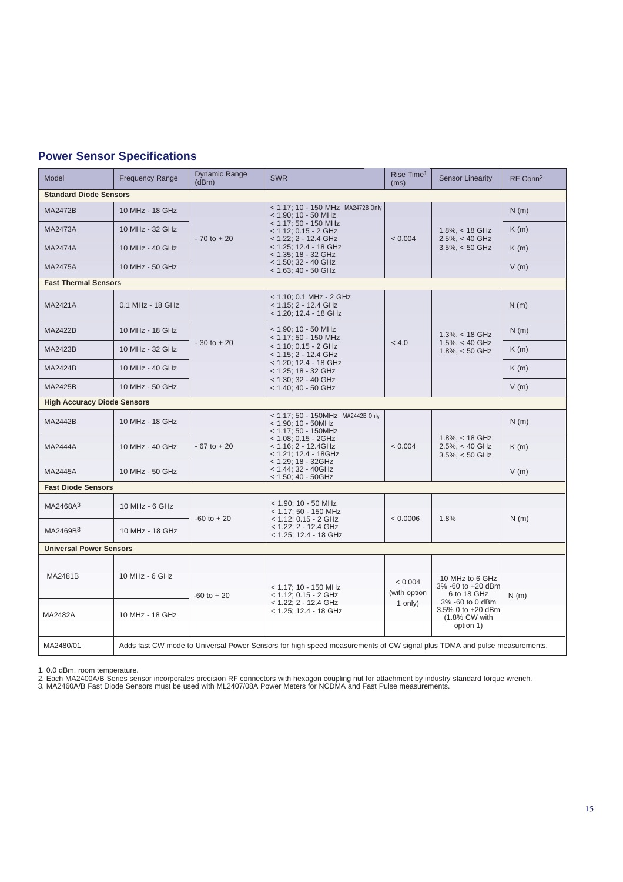## Power Sensor Specifications

| Model | Frequency Range | Dynamic Range (dBm) | SWR | Rise Time[1] (ms) | Sensor Linearity | RF Conn[2] |
|---|---|---|---|---|---|---|
| **Standard Diode Sensors** | | | | | | |
| MA2472B | 10 MHz - 18 GHz | - 70 to + 20 | < 1.17; 10 - 150 MHz MA2472B Only<br>< 1.90; 10 - 50 MHz<br>< 1.17; 50 - 150 MHz<br>< 1.12; 0.15 - 2 GHz<br>< 1.22; 2 - 12.4 GHz<br>< 1.25; 12.4 - 18 GHz<br>< 1.35; 18 - 32 GHz<br>< 1.50; 32 - 40 GHz<br>< 1.63; 40 - 50 GHz | < 0.004 | 1.8%, < 18 GHz<br>2.5%, < 40 GHz<br>3.5%, < 50 GHz | N (m) |
| MA2473A | 10 MHz - 32 GHz | | | | | K (m) |
| MA2474A | 10 MHz - 40 GHz | | | | | K (m) |
| MA2475A | 10 MHz - 50 GHz | | | | | V (m) |
| **Fast Thermal Sensors** | | | | | | |
| MA2421A | 0.1 MHz - 18 GHz | - 30 to + 20 | < 1.10; 0.1 MHz - 2 GHz<br>< 1.15; 2 - 12.4 GHz<br>< 1.20; 12.4 - 18 GHz | < 4.0 | 1.3%, < 18 GHz<br>1.5%, < 40 GHz<br>1.8%, < 50 GHz | N (m) |
| MA2422B | 10 MHz - 18 GHz | | < 1.90; 10 - 50 MHz<br>< 1.17; 50 - 150 MHz<br>< 1.10; 0.15 - 2 GHz<br>< 1.15; 2 - 12.4 GHz<br>< 1.20; 12.4 - 18 GHz<br>< 1.25; 18 - 32 GHz<br>< 1.30; 32 - 40 GHz<br>< 1.40; 40 - 50 GHz | | | N (m) |
| MA2423B | 10 MHz - 32 GHz | | | | | K (m) |
| MA2424B | 10 MHz - 40 GHz | | | | | K (m) |
| MA2425B | 10 MHz - 50 GHz | | | | | V (m) |
| **High Accuracy Diode Sensors** | | | | | | |
| MA2442B | 10 MHz - 18 GHz | - 67 to + 20 | < 1.17; 50 - 150MHz MA2442B Only<br>< 1.90; 10 - 50MHz<br>< 1.17; 50 - 150MHz<br>< 1.08; 0.15 - 2GHz<br>< 1.16; 2 - 12.4GHz<br>< 1.21; 12.4 - 18GHz<br>< 1.29; 18 - 32GHz<br>< 1.44; 32 - 40GHz<br>< 1.50; 40 - 50GHz | < 0.004 | 1.8%, < 18 GHz<br>2.5%, < 40 GHz<br>3.5%, < 50 GHz | N (m) |
| MA2444A | 10 MHz - 40 GHz | | | | | K (m) |
| MA2445A | 10 MHz - 50 GHz | | | | | V (m) |
| **Fast Diode Sensors** | | | | | | |
| MA2468A[3] | 10 MHz - 6 GHz | -60 to + 20 | < 1.90; 10 - 50 MHz<br>< 1.17; 50 - 150 MHz<br>< 1.12; 0.15 - 2 GHz<br>< 1.22; 2 - 12.4 GHz<br>< 1.25; 12.4 - 18 GHz | < 0.0006 | 1.8% | N (m) |
| MA2469B[3] | 10 MHz - 18 GHz | | | | | |
| **Universal Power Sensors** | | | | | | |
| MA2481B | 10 MHz - 6 GHz | -60 to + 20 | < 1.17; 10 - 150 MHz<br>< 1.12; 0.15 - 2 GHz<br>< 1.22; 2 - 12.4 GHz<br>< 1.25; 12.4 - 18 GHz | < 0.004 (with option 1 only) | 10 MHz to 6 GHz<br>3% -60 to +20 dBm<br>6 to 18 GHz<br>3% -60 to 0 dBm<br>3.5% 0 to +20 dBm<br>(1.8% CW with option 1) | N (m) |
| MA2482A | 10 MHz - 18 GHz | | | | | |
| MA2480/01 | Adds fast CW mode to Universal Power Sensors for high speed measurements of CW signal plus TDMA and pulse measurements. | | | | | |

1. 0.0 dBm, room temperature.
2. Each MA2400A/B Series sensor incorporates precision RF connectors with hexagon coupling nut for attachment by industry standard torque wrench.
3. MA2460A/B Fast Diode Sensors must be used with ML2407/08A Power Meters for NCDMA and Fast Pulse measurements.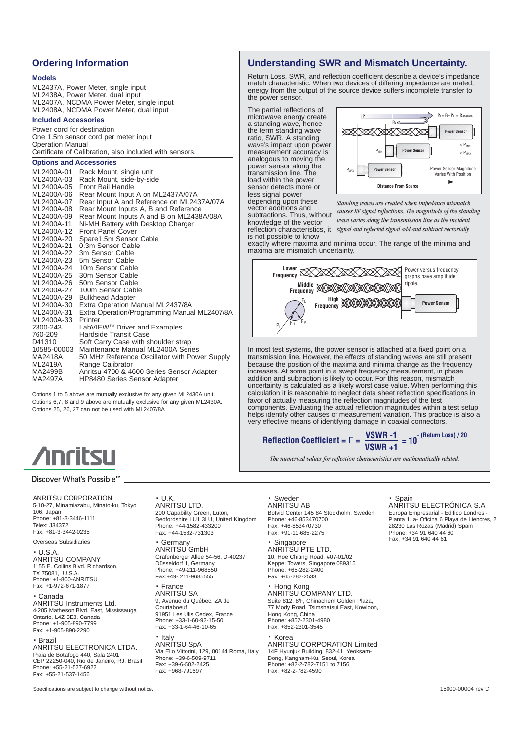## Ordering Information

### Models

ML2437A, Power Meter, single input
ML2438A, Power Meter, dual input
ML2407A, NCDMA Power Meter, single input
ML2408A, NCDMA Power Meter, dual input

### Included Accessories

Power cord for destination
One 1.5m sensor cord per meter input
Operation Manual
Certificate of Calibration, also included with sensors.

### Options and Accessories

| | |
|---|---|
| ML2400A-01 | Rack Mount, single unit |
| ML2400A-03 | Rack Mount, side-by-side |
| ML2400A-05 | Front Bail Handle |
| ML2400A-06 | Rear Mount Input A on ML2437A/07A |
| ML2400A-07 | Rear Input A and Reference on ML2437A/07A |
| ML2400A-08 | Rear Mount Inputs A, B and Reference |
| ML2400A-09 | Rear Mount Inputs A and B on ML2438A/08A |
| ML2400A-11 | Ni-MH Battery with Desktop Charger |
| ML2400A-12 | Front Panel Cover |
| ML2400A-20 | Spare1.5m Sensor Cable |
| ML2400A-21 | 0.3m Sensor Cable |
| ML2400A-22 | 3m Sensor Cable |
| ML2400A-23 | 5m Sensor Cable |
| ML2400A-24 | 10m Sensor Cable |
| ML2400A-25 | 30m Sensor Cable |
| ML2400A-26 | 50m Sensor Cable |
| ML2400A-27 | 100m Sensor Cable |
| ML2400A-29 | Bulkhead Adapter |
| ML2400A-30 | Extra Operation Manual ML2437/8A |
| ML2400A-31 | Extra Operation/Programming Manual ML2407/8A |
| ML2400A-33 | Printer |
| 2300-243 | LabVIEW™ Driver and Examples |
| 760-209 | Hardside Transit Case |
| D41310 | Soft Carry Case with shoulder strap |
| 10585-00003 | Maintenance Manual ML2400A Series |
| MA2418A | 50 MHz Reference Oscillator with Power Supply |
| ML2419A | Range Calibrator |
| MA2499B | Anritsu 4700 & 4600 Series Sensor Adapter |
| MA2497A | HP8480 Series Sensor Adapter |

Options 1 to 5 above are mutually exclusive for any given ML2430A unit.
Options 6,7, 8 and 9 above are mutually exclusive for any given ML2430A.
Options 25, 26, 27 can not be used with ML2407/8A

## Understanding SWR and Mismatch Uncertainty.

Return Loss, SWR, and reflection coefficient describe a device's impedance match characteristic. When two devices of differing impedance are mated, energy from the output of the source device suffers incomplete transfer to the power sensor.

The partial reflections of microwave energy create a standing wave, hence the term standing wave ratio, SWR. A standing wave's impact upon power measurement accuracy is analogous to moving the power sensor along the transmission line. The load within the power sensor detects more or less signal power depending upon these vector additions and subtractions. Thus, without knowledge of the vector reflection characteristics, it is not possible to know exactly where maxima and minima occur. The range of the minima and maxima are mismatch uncertainty.

$P_I$
$P_R$
$P_0 = P_I - P_R = P_{ABSORBED}$
Power Sensor
$P_{MIN}$
Power Sensor
$> P_{MIN}$
$< P_{MAX}$
$P_{MAX}$
Power Sensor
Power Sensor Magnitude Varies With Position
Distance From Source

*Standing waves are created when impedance mismatch causes RF signal reflections. The magnitude of the standing wave varies along the transmission line as the incident signal and reflected signal add and subtract vectorially.*

Lower Frequency
Middle Frequency
High Frequency
Power Sensor
$F_L$
$F_H$
$F_M$
$P_I$
Power versus frequency graphs have amplitude ripple.

In most test systems, the power sensor is attached at a fixed point on a transmission line. However, the effects of standing waves are still present because the position of the maxima and minima change as the frequency increases. At some point in a swept frequency measurement, in phase addition and subtraction is likely to occur. For this reason, mismatch uncertainty is calculated as a likely worst case value. When performing this calculation it is reasonable to neglect data sheet reflection specifications in favor of actually measuring the reflection magnitudes of the test components. Evaluating the actual reflection magnitudes within a test setup helps identify other causes of measurement variation. This practice is also a very effective means of identifying damage in coaxial connectors.

$$\text{Reflection Coefficient} = \Gamma = \frac{\text{VSWR} - 1}{\text{VSWR} + 1} = 10^{-(\text{Return Loss})/20}$$

*The numerical values for reflection characteristics are mathematically related.*

Anritsu

Discover What's Possible™

ANRITSU CORPORATION
5-10-27, Minamiazabu, Minato-ku, Tokyo 106, Japan
Phone: +81-3-3446-1111
Telex: J34372
Fax: +81-3-3442-0235

Overseas Subsidiaries

• U.S.A.
ANRITSU COMPANY
1155 E. Collins Blvd. Richardson, TX 75081, U.S.A.
Phone: +1-800-ANRITSU
Fax: +1-972-671-1877

• Canada
ANRITSU Instruments Ltd.
4-205 Matheson Blvd. East, Mississauga Ontario, L4Z 3E3, Canada
Phone: +1-905-890-7799
Fax: +1-905-890-2290

• Brazil
ANRITSU ELECTRONICA LTDA.
Praia de Botafogo 440, Sala 2401
CEP 22250-040, Rio de Janeiro, RJ, Brasil
Phone: +55-21-527-6922
Fax: +55-21-537-1456

• U.K.
ANRITSU LTD.
200 Capability Green, Luton, Bedfordshire LU1 3LU, United Kingdom
Phone: +44-1582-433200
Fax: +44-1582-731303

• Germany
ANRITSU GmbH
Grafenberger Allee 54-56, D-40237 Düsseldorf 1, Germany
Phone: +49-211-968550
Fax:+49- 211-9685555

• France
ANRITSU SA
9, Avenue du Québec, ZA de Courtaboeuf
91951 Les Ulis Cedex, France
Phone: +33-1-60-92-15-50
Fax: +33-1-64-46-10-65

• Italy
ANRITSU SpA
Via Elio Vittorini, 129, 00144 Roma, Italy
Phone: +39-6-509-9711
Fax: +39-6-502-2425
Fax: +968-791697

• Sweden
ANRITSU AB
Botvid Center 145 84 Stockholm, Sweden
Phone: +46-853470700
Fax: +46-853470730
Fax: +91-11-685-2275

• Singapore
ANRITSU PTE LTD.
10, Hoe Chiang Road, #07-01/02
Keppel Towers, Singapore 089315
Phone: +65-282-2400
Fax: +65-282-2533

• Hong Kong
ANRITSU COMPANY LTD.
Suite 812, 8/F, Chinachem Golden Plaza, 77 Mody Road, Tsimshatsui East, Kowloon, Hong Kong, China
Phone: +852-2301-4980
Fax: +852-2301-3545

• Korea
ANRITSU CORPORATION Limited
14F Hyunjuk Building, 832-41, Yeoksam-Dong, Kangnam-Ku, Seoul, Korea
Phone: +82-2-782-7151 to 7156
Fax: +82-2-782-4590

• Spain
ANRITSU ELECTRÓNICA S.A.
Europa Empresarial - Edificio Londres - Planta 1. a- Oficina 6 Playa de Liencres, 2
28230 Las Rozas (Madrid) Spain
Phone: +34 91 640 44 60
Fax: +34 91 640 44 61

Specifications are subject to change without notice.

15000-00004 rev C